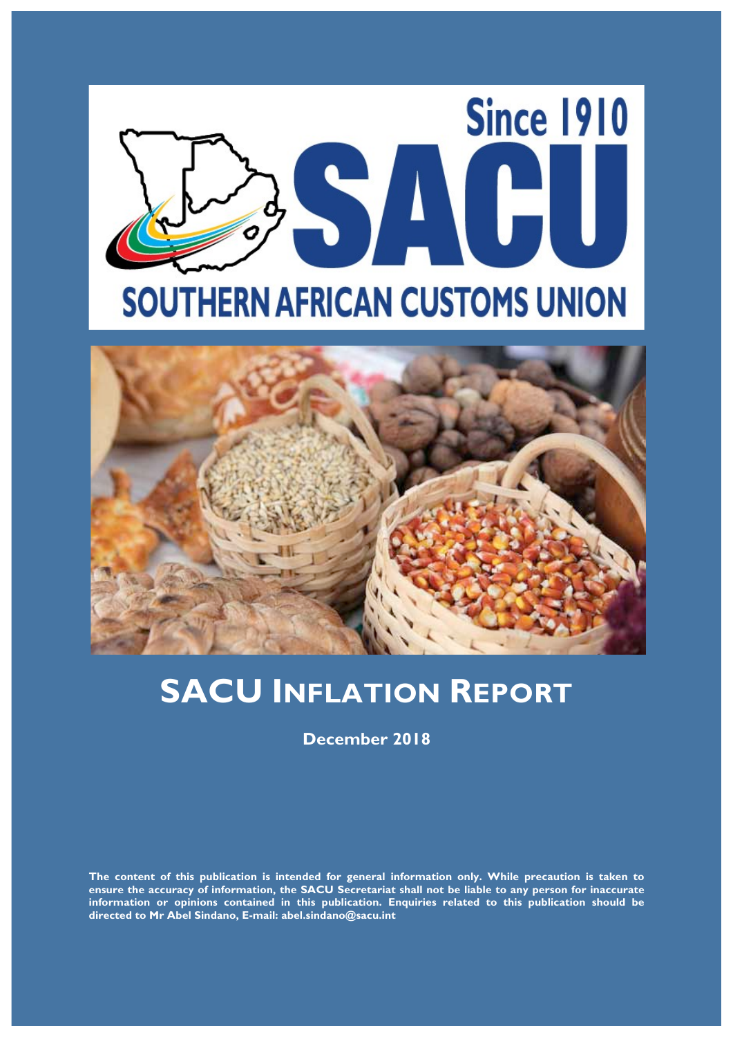Since 1910

SACU

SOUTHERN AFRICAN CUSTOMS UNION

# SACU Inflation Report

**December 2018**

**The content of this publication is intended for general information only. While precaution is taken to ensure the accuracy of information, the SACU Secretariat shall not be liable to any person for inaccurate information or opinions contained in this publication. Enquiries related to this publication should be directed to Mr Abel Sindano, E-mail: abel.sindano@sacu.int**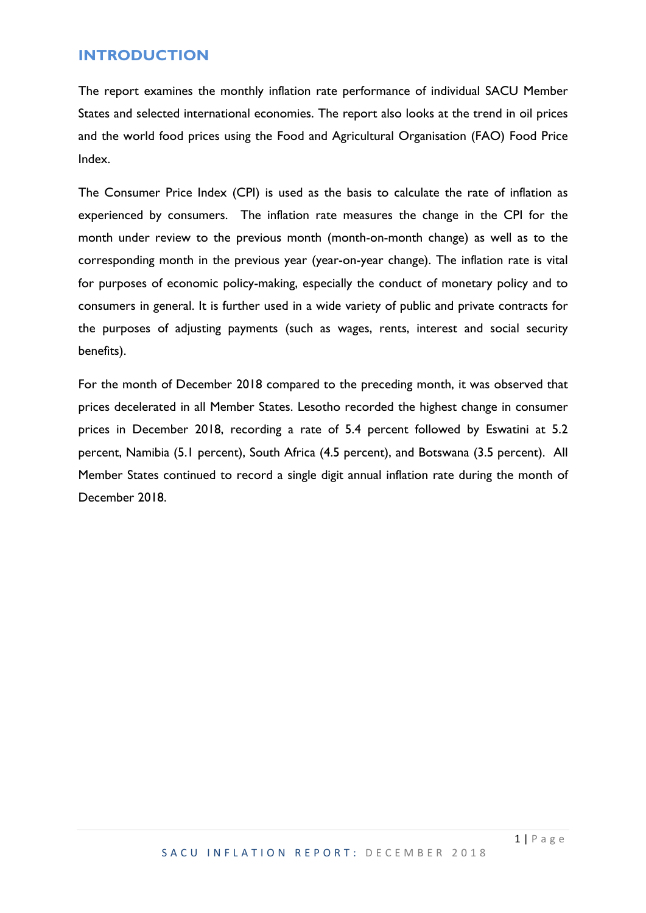## INTRODUCTION

The report examines the monthly inflation rate performance of individual SACU Member States and selected international economies. The report also looks at the trend in oil prices and the world food prices using the Food and Agricultural Organisation (FAO) Food Price Index.

The Consumer Price Index (CPI) is used as the basis to calculate the rate of inflation as experienced by consumers. The inflation rate measures the change in the CPI for the month under review to the previous month (month-on-month change) as well as to the corresponding month in the previous year (year-on-year change). The inflation rate is vital for purposes of economic policy-making, especially the conduct of monetary policy and to consumers in general. It is further used in a wide variety of public and private contracts for the purposes of adjusting payments (such as wages, rents, interest and social security benefits).

For the month of December 2018 compared to the preceding month, it was observed that prices decelerated in all Member States. Lesotho recorded the highest change in consumer prices in December 2018, recording a rate of 5.4 percent followed by Eswatini at 5.2 percent, Namibia (5.1 percent), South Africa (4.5 percent), and Botswana (3.5 percent). All Member States continued to record a single digit annual inflation rate during the month of December 2018.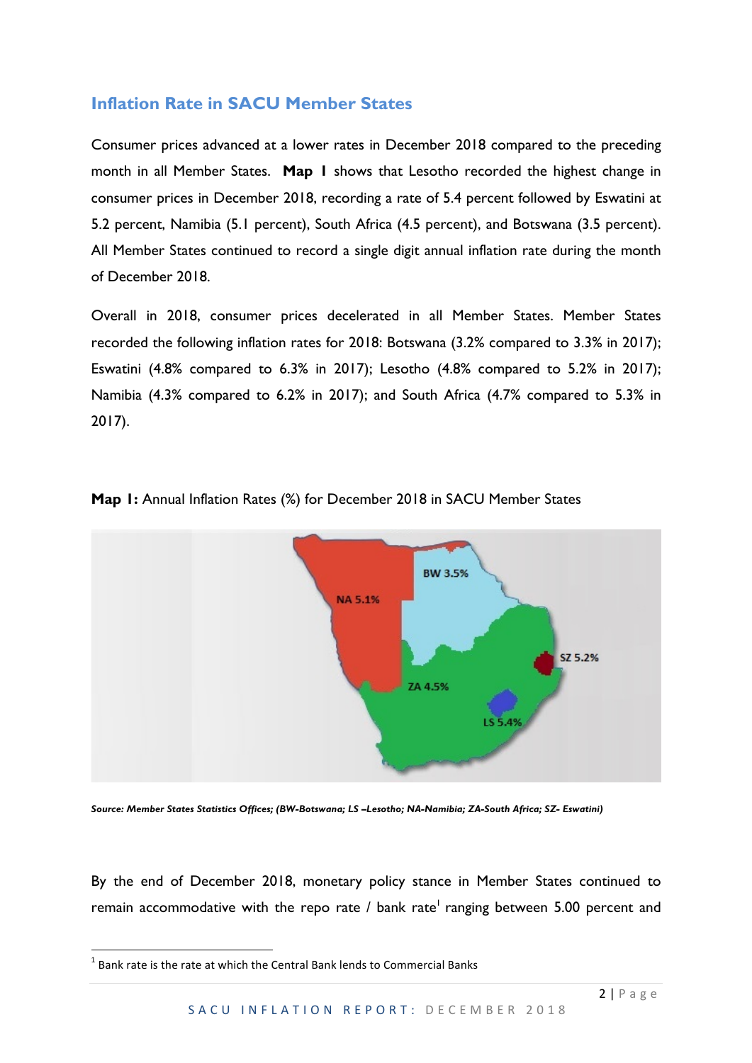## Inflation Rate in SACU Member States

Consumer prices advanced at a lower rates in December 2018 compared to the preceding month in all Member States. **Map 1** shows that Lesotho recorded the highest change in consumer prices in December 2018, recording a rate of 5.4 percent followed by Eswatini at 5.2 percent, Namibia (5.1 percent), South Africa (4.5 percent), and Botswana (3.5 percent). All Member States continued to record a single digit annual inflation rate during the month of December 2018.

Overall in 2018, consumer prices decelerated in all Member States. Member States recorded the following inflation rates for 2018: Botswana (3.2% compared to 3.3% in 2017); Eswatini (4.8% compared to 6.3% in 2017); Lesotho (4.8% compared to 5.2% in 2017); Namibia (4.3% compared to 6.2% in 2017); and South Africa (4.7% compared to 5.3% in 2017).

**Map 1:** Annual Inflation Rates (%) for December 2018 in SACU Member States

NA 5.1% | BW 3.5% | SZ 5.2% | ZA 4.5% | LS 5.4%

***Source: Member States Statistics Offices; (BW-Botswana; LS –Lesotho; NA-Namibia; ZA-South Africa; SZ- Eswatini)***

By the end of December 2018, monetary policy stance in Member States continued to remain accommodative with the repo rate / bank rate[1] ranging between 5.00 percent and

[1] Bank rate is the rate at which the Central Bank lends to Commercial Banks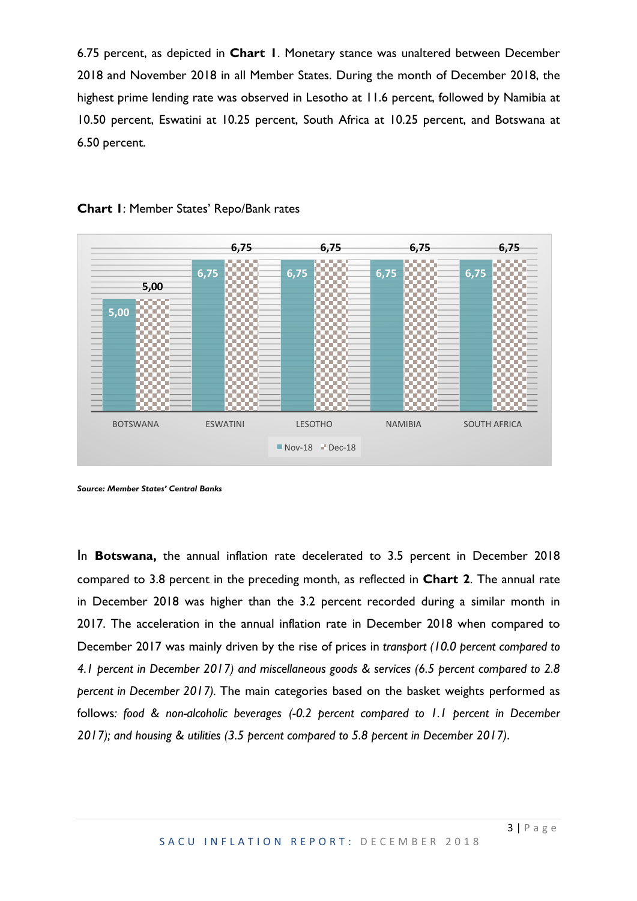6.75 percent, as depicted in **Chart 1**. Monetary stance was unaltered between December 2018 and November 2018 in all Member States. During the month of December 2018, the highest prime lending rate was observed in Lesotho at 11.6 percent, followed by Namibia at 10.50 percent, Eswatini at 10.25 percent, South Africa at 10.25 percent, and Botswana at 6.50 percent.

**Chart 1**: Member States' Repo/Bank rates

| | BOTSWANA | ESWATINI | LESOTHO | NAMIBIA | SOUTH AFRICA |
|---|---|---|---|---|---|
| Nov-18 | 5,00 | 6,75 | 6,75 | 6,75 | 6,75 |
| Dec-18 | 5,00 | 6,75 | 6,75 | 6,75 | 6,75 |

***Source: Member States' Central Banks***

In **Botswana,** the annual inflation rate decelerated to 3.5 percent in December 2018 compared to 3.8 percent in the preceding month, as reflected in **Chart 2**. The annual rate in December 2018 was higher than the 3.2 percent recorded during a similar month in 2017. The acceleration in the annual inflation rate in December 2018 when compared to December 2017 was mainly driven by the rise of prices in *transport (10.0 percent compared to 4.1 percent in December 2017) and miscellaneous goods & services (6.5 percent compared to 2.8 percent in December 2017).* The main categories based on the basket weights performed as follows*: food & non-alcoholic beverages (-0.2 percent compared to 1.1 percent in December 2017); and housing & utilities (3.5 percent compared to 5.8 percent in December 2017).*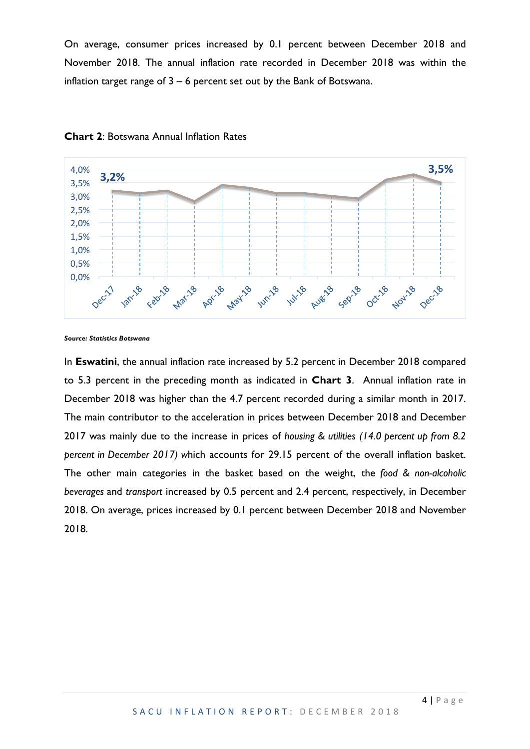On average, consumer prices increased by 0.1 percent between December 2018 and November 2018. The annual inflation rate recorded in December 2018 was within the inflation target range of 3 – 6 percent set out by the Bank of Botswana.

**Chart 2**: Botswana Annual Inflation Rates

***Source: Statistics Botswana***

In **Eswatini**, the annual inflation rate increased by 5.2 percent in December 2018 compared to 5.3 percent in the preceding month as indicated in **Chart 3**. Annual inflation rate in December 2018 was higher than the 4.7 percent recorded during a similar month in 2017. The main contributor to the acceleration in prices between December 2018 and December 2017 was mainly due to the increase in prices of *housing & utilities (14.0 percent up from 8.2 percent in December 2017)* which accounts for 29.15 percent of the overall inflation basket. The other main categories in the basket based on the weight, the *food & non-alcoholic beverages* and *transport* increased by 0.5 percent and 2.4 percent, respectively, in December 2018. On average, prices increased by 0.1 percent between December 2018 and November 2018.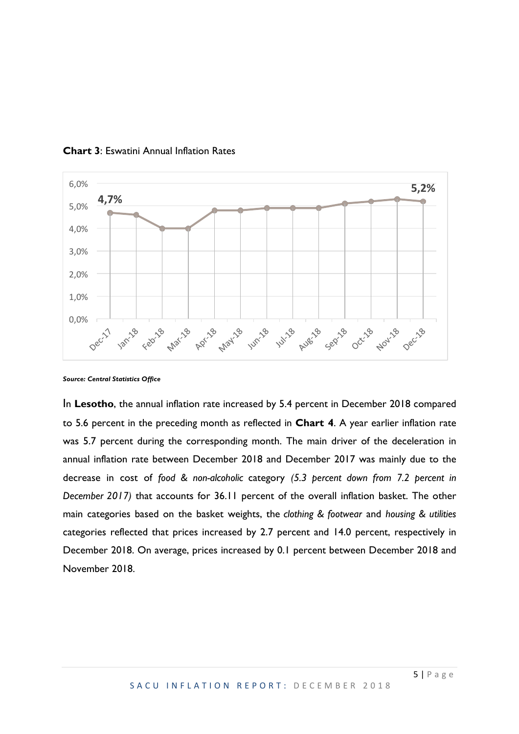**Chart 3**: Eswatini Annual Inflation Rates

***Source: Central Statistics Office***

In **Lesotho**, the annual inflation rate increased by 5.4 percent in December 2018 compared to 5.6 percent in the preceding month as reflected in **Chart 4**. A year earlier inflation rate was 5.7 percent during the corresponding month. The main driver of the deceleration in annual inflation rate between December 2018 and December 2017 was mainly due to the decrease in cost of *food & non-alcoholic* category *(5.3 percent down from 7.2 percent in December 2017)* that accounts for 36.11 percent of the overall inflation basket. The other main categories based on the basket weights, the *clothing & footwear* and *housing & utilities* categories reflected that prices increased by 2.7 percent and 14.0 percent, respectively in December 2018. On average, prices increased by 0.1 percent between December 2018 and November 2018.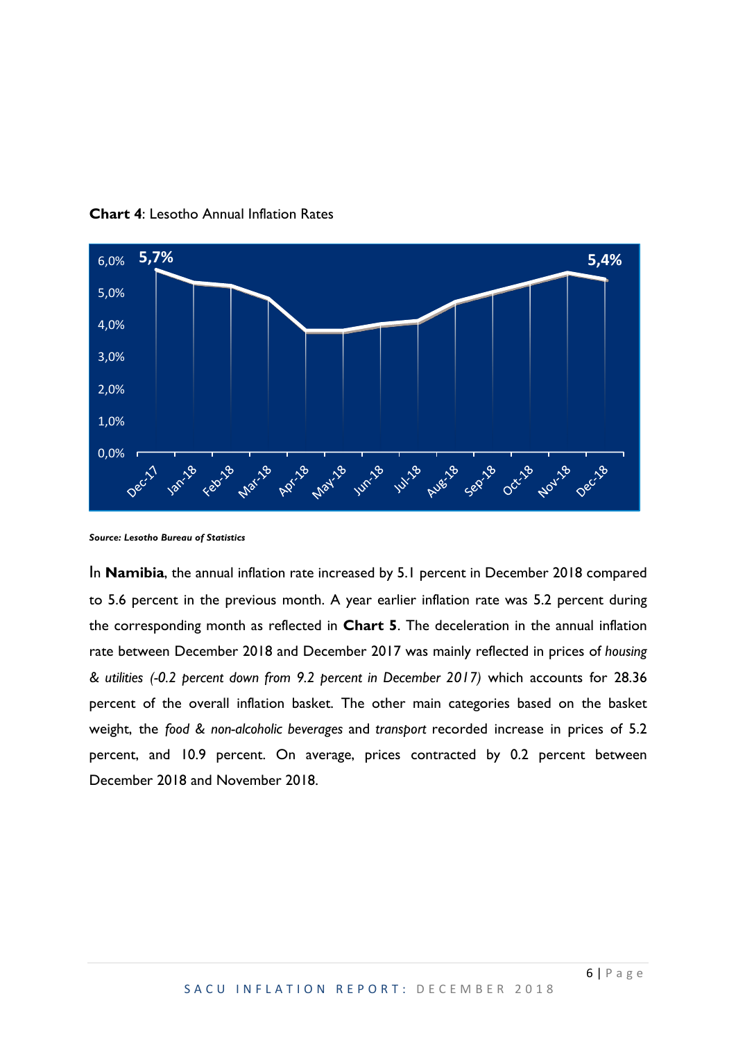**Chart 4**: Lesotho Annual Inflation Rates

*Source: Lesotho Bureau of Statistics*

In **Namibia**, the annual inflation rate increased by 5.1 percent in December 2018 compared to 5.6 percent in the previous month. A year earlier inflation rate was 5.2 percent during the corresponding month as reflected in **Chart 5**. The deceleration in the annual inflation rate between December 2018 and December 2017 was mainly reflected in prices of *housing & utilities (-0.2 percent down from 9.2 percent in December 2017)* which accounts for 28.36 percent of the overall inflation basket. The other main categories based on the basket weight, the *food & non-alcoholic beverages* and *transport* recorded increase in prices of 5.2 percent, and 10.9 percent. On average, prices contracted by 0.2 percent between December 2018 and November 2018.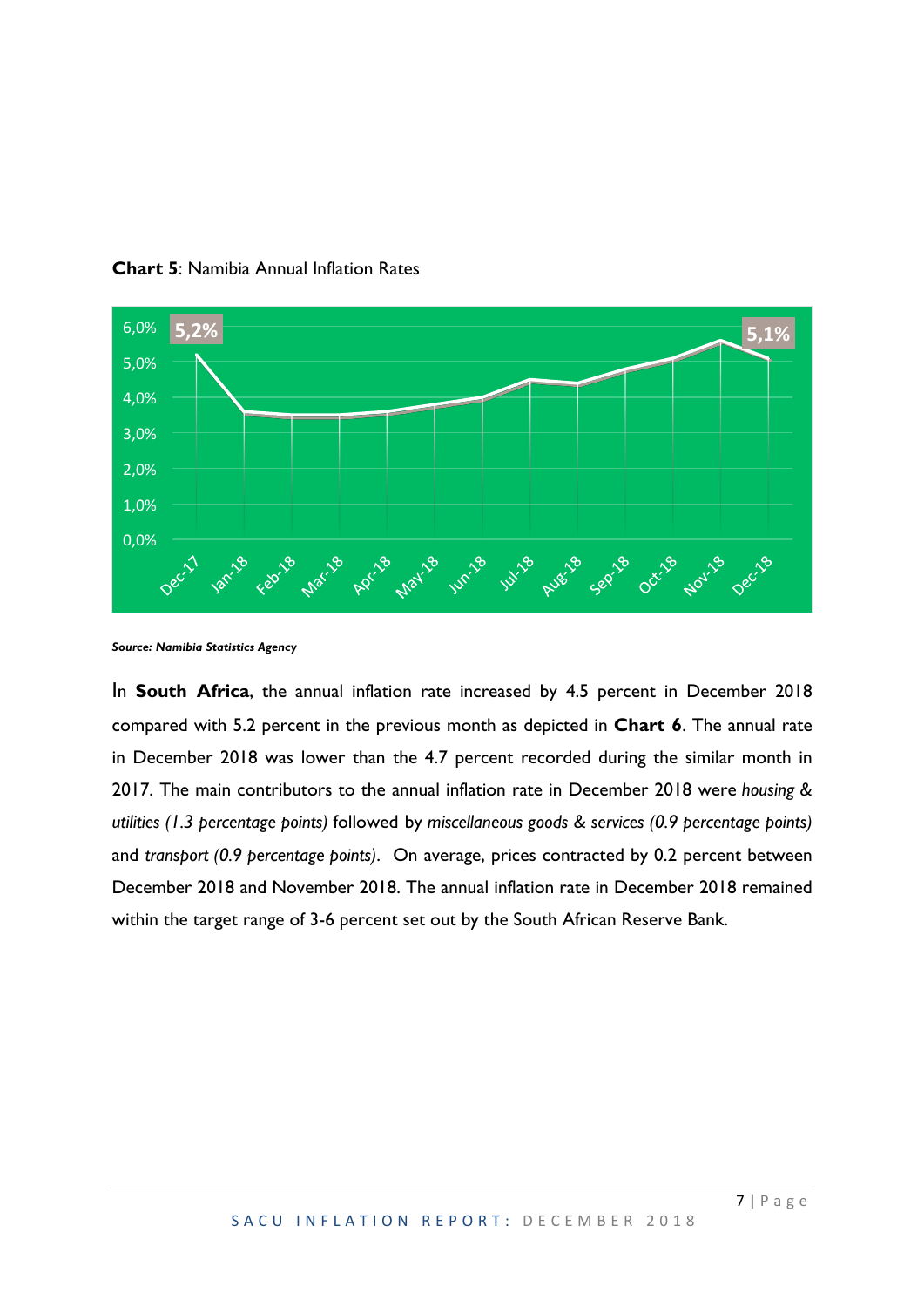**Chart 5**: Namibia Annual Inflation Rates

*Source: Namibia Statistics Agency*

In **South Africa**, the annual inflation rate increased by 4.5 percent in December 2018 compared with 5.2 percent in the previous month as depicted in **Chart 6**. The annual rate in December 2018 was lower than the 4.7 percent recorded during the similar month in 2017. The main contributors to the annual inflation rate in December 2018 were *housing & utilities (1.3 percentage points)* followed by *miscellaneous goods & services (0.9 percentage points)* and *transport (0.9 percentage points)*. On average, prices contracted by 0.2 percent between December 2018 and November 2018. The annual inflation rate in December 2018 remained within the target range of 3-6 percent set out by the South African Reserve Bank.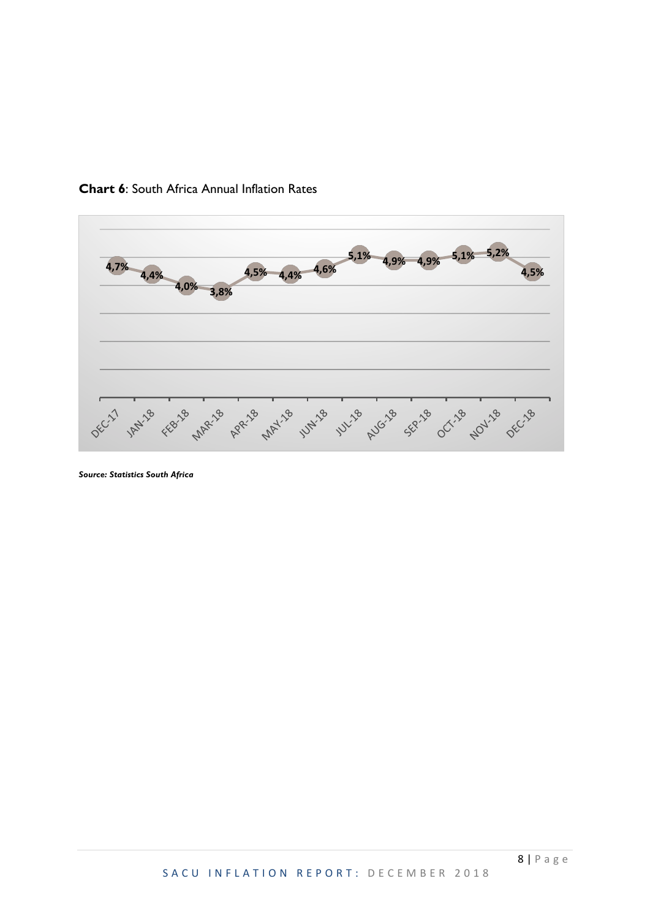**Chart 6**: South Africa Annual Inflation Rates

| DEC-17 | JAN-18 | FEB-18 | MAR-18 | APR-18 | MAY-18 | JUN-18 | JUL-18 | AUG-18 | SEP-18 | OCT-18 | NOV-18 | DEC-18 |
|---|---|---|---|---|---|---|---|---|---|---|---|---|
| 4,7% | 4,4% | 4,0% | 3,8% | 4,5% | 4,4% | 4,6% | 5,1% | 4,9% | 4,9% | 5,1% | 5,2% | 4,5% |

***Source: Statistics South Africa***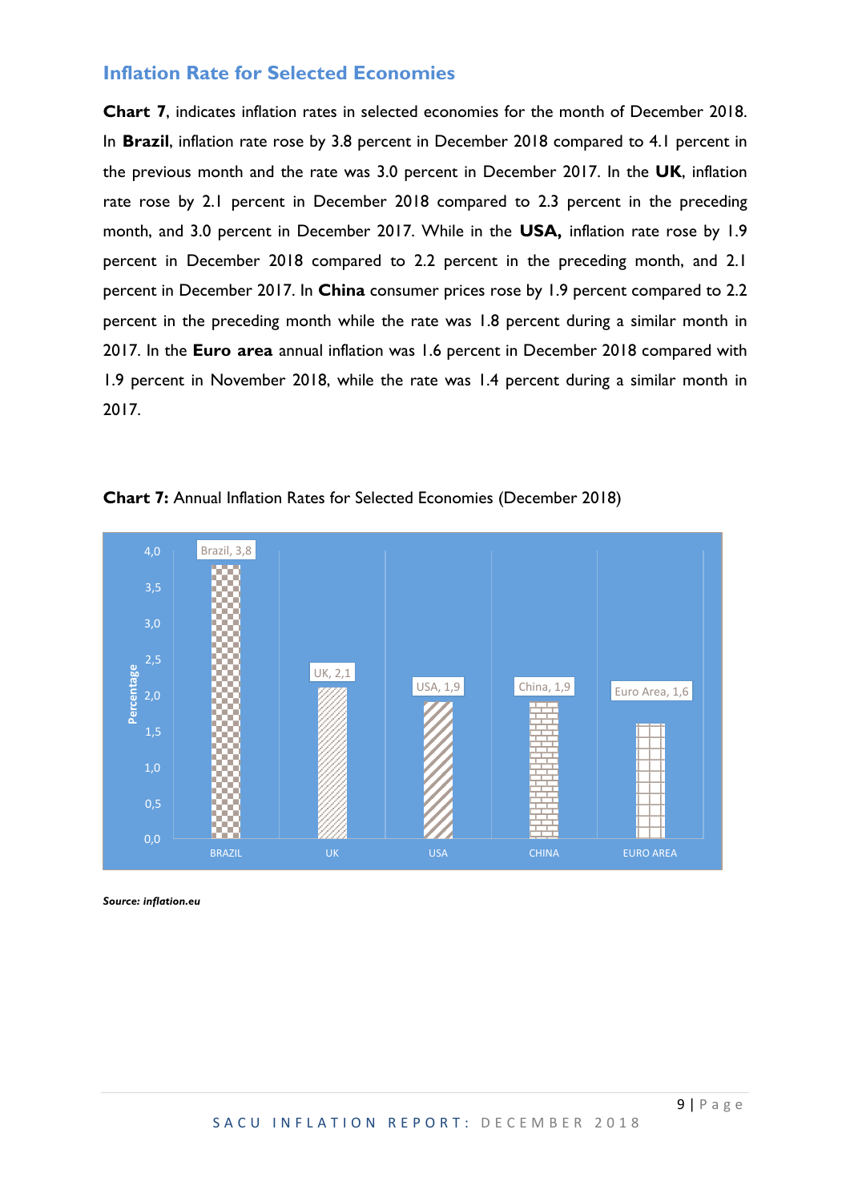## Inflation Rate for Selected Economies

**Chart 7**, indicates inflation rates in selected economies for the month of December 2018. In **Brazil**, inflation rate rose by 3.8 percent in December 2018 compared to 4.1 percent in the previous month and the rate was 3.0 percent in December 2017. In the **UK**, inflation rate rose by 2.1 percent in December 2018 compared to 2.3 percent in the preceding month, and 3.0 percent in December 2017. While in the **USA,** inflation rate rose by 1.9 percent in December 2018 compared to 2.2 percent in the preceding month, and 2.1 percent in December 2017. In **China** consumer prices rose by 1.9 percent compared to 2.2 percent in the preceding month while the rate was 1.8 percent during a similar month in 2017. In the **Euro area** annual inflation was 1.6 percent in December 2018 compared with 1.9 percent in November 2018, while the rate was 1.4 percent during a similar month in 2017.

**Chart 7:** Annual Inflation Rates for Selected Economies (December 2018)

| Economy | Percentage |
|---|---|
| BRAZIL | 3,8 |
| UK | 2,1 |
| USA | 1,9 |
| CHINA | 1,9 |
| EURO AREA | 1,6 |

***Source: inflation.eu***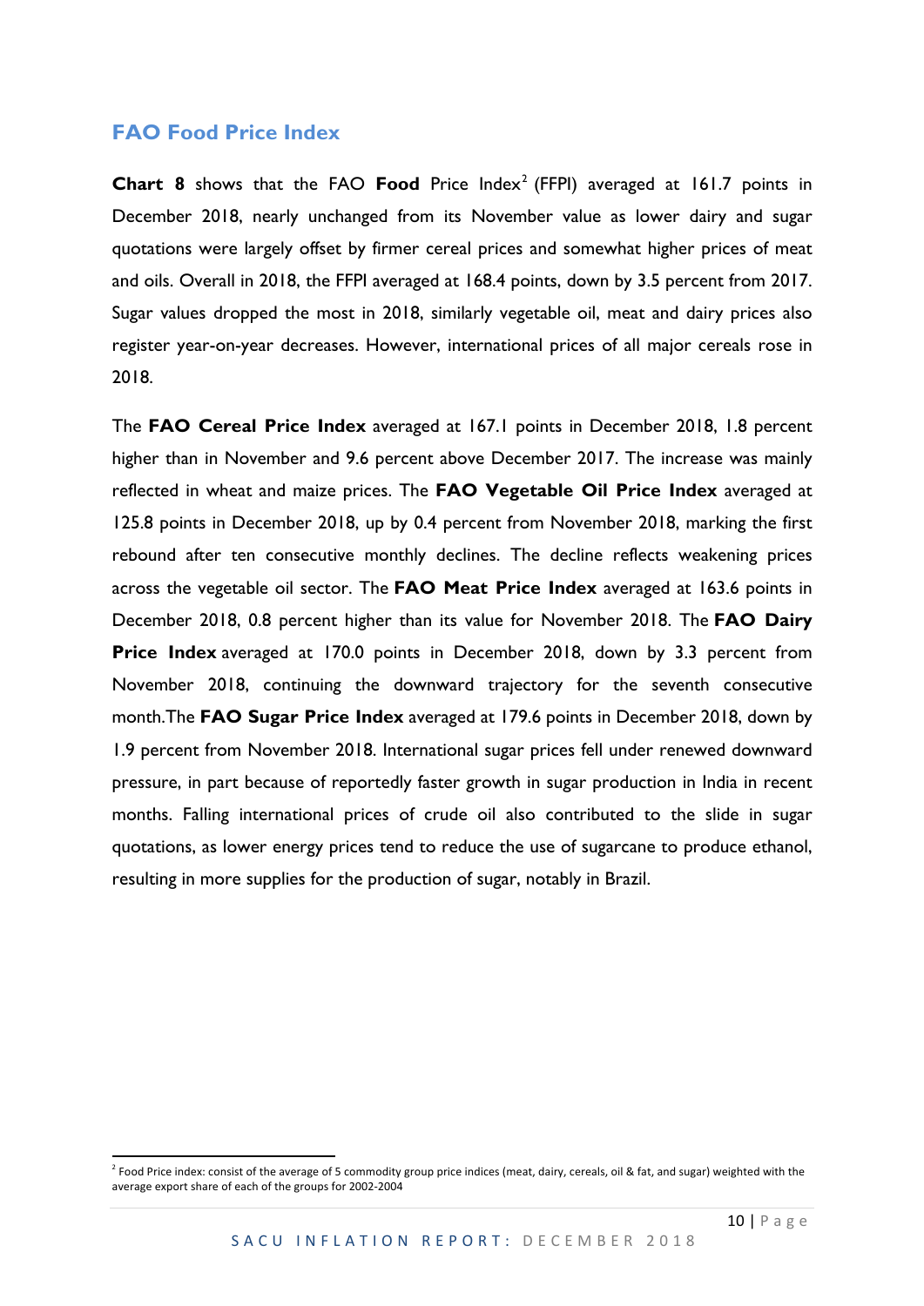## FAO Food Price Index

**Chart 8** shows that the FAO **Food** Price Index[2] (FFPI) averaged at 161.7 points in December 2018, nearly unchanged from its November value as lower dairy and sugar quotations were largely offset by firmer cereal prices and somewhat higher prices of meat and oils. Overall in 2018, the FFPI averaged at 168.4 points, down by 3.5 percent from 2017. Sugar values dropped the most in 2018, similarly vegetable oil, meat and dairy prices also register year-on-year decreases. However, international prices of all major cereals rose in 2018.

The **FAO Cereal Price Index** averaged at 167.1 points in December 2018, 1.8 percent higher than in November and 9.6 percent above December 2017. The increase was mainly reflected in wheat and maize prices. The **FAO Vegetable Oil Price Index** averaged at 125.8 points in December 2018, up by 0.4 percent from November 2018, marking the first rebound after ten consecutive monthly declines. The decline reflects weakening prices across the vegetable oil sector. The **FAO Meat Price Index** averaged at 163.6 points in December 2018, 0.8 percent higher than its value for November 2018. The **FAO Dairy Price Index** averaged at 170.0 points in December 2018, down by 3.3 percent from November 2018, continuing the downward trajectory for the seventh consecutive month.The **FAO Sugar Price Index** averaged at 179.6 points in December 2018, down by 1.9 percent from November 2018. International sugar prices fell under renewed downward pressure, in part because of reportedly faster growth in sugar production in India in recent months. Falling international prices of crude oil also contributed to the slide in sugar quotations, as lower energy prices tend to reduce the use of sugarcane to produce ethanol, resulting in more supplies for the production of sugar, notably in Brazil.

[2] Food Price index: consist of the average of 5 commodity group price indices (meat, dairy, cereals, oil & fat, and sugar) weighted with the average export share of each of the groups for 2002-2004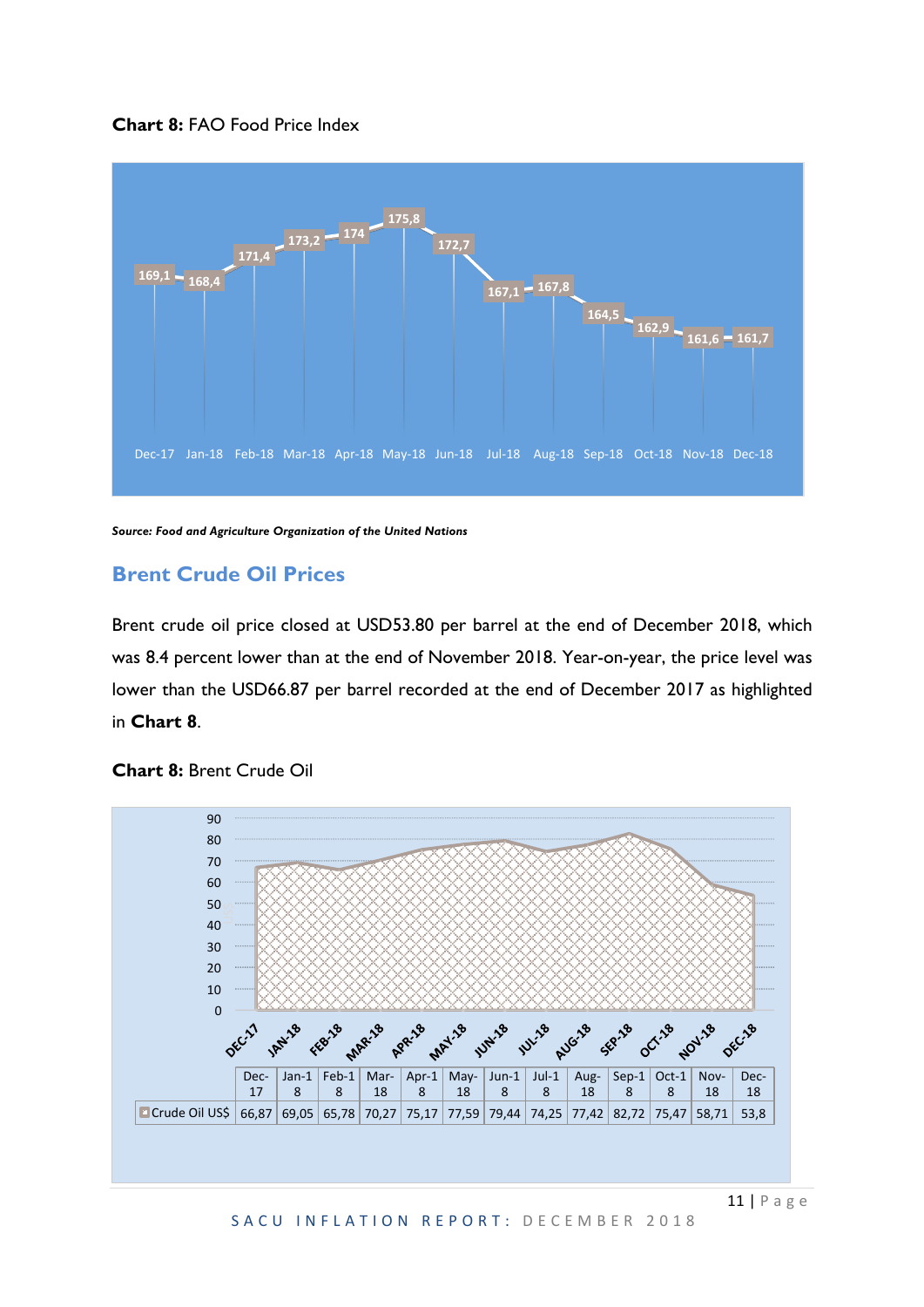**Chart 8:** FAO Food Price Index

| Dec-17 | Jan-18 | Feb-18 | Mar-18 | Apr-18 | May-18 | Jun-18 | Jul-18 | Aug-18 | Sep-18 | Oct-18 | Nov-18 | Dec-18 |
|---|---|---|---|---|---|---|---|---|---|---|---|---|
| 169,1 | 168,4 | 171,4 | 173,2 | 174 | 175,8 | 172,7 | 167,1 | 167,8 | 164,5 | 162,9 | 161,6 | 161,7 |

***Source: Food and Agriculture Organization of the United Nations***

## Brent Crude Oil Prices

Brent crude oil price closed at USD53.80 per barrel at the end of December 2018, which was 8.4 percent lower than at the end of November 2018. Year-on-year, the price level was lower than the USD66.87 per barrel recorded at the end of December 2017 as highlighted in **Chart 8**.

**Chart 8:** Brent Crude Oil

| | Dec-17 | Jan-18 | Feb-18 | Mar-18 | Apr-18 | May-18 | Jun-18 | Jul-18 | Aug-18 | Sep-18 | Oct-18 | Nov-18 | Dec-18 |
|---|---|---|---|---|---|---|---|---|---|---|---|---|---|
| Crude Oil US$ | 66,87 | 69,05 | 65,78 | 70,27 | 75,17 | 77,59 | 79,44 | 74,25 | 77,42 | 82,72 | 75,47 | 58,71 | 53,8 |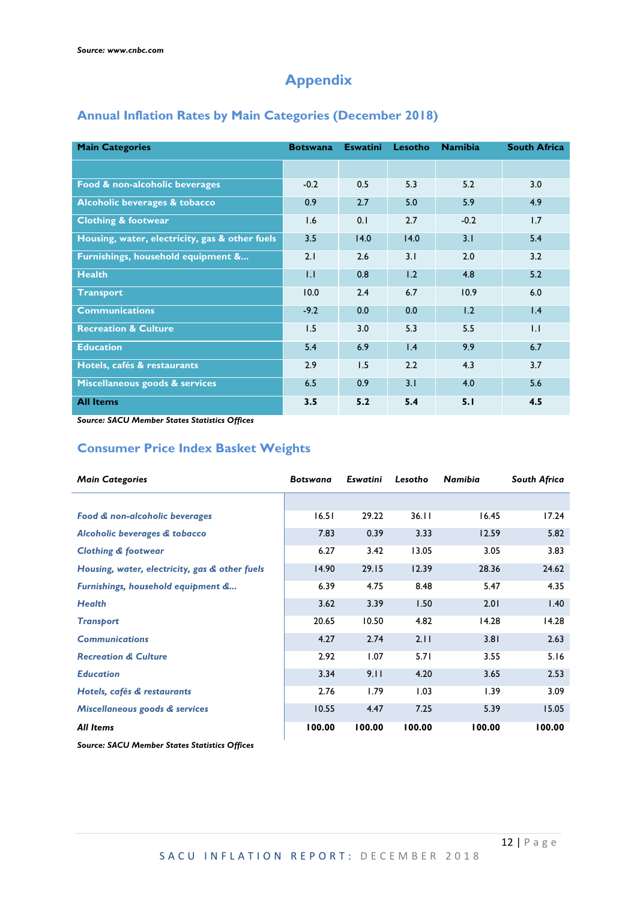*Source: www.cnbc.com*

# Appendix

## Annual Inflation Rates by Main Categories (December 2018)

| Main Categories | Botswana | Eswatini | Lesotho | Namibia | South Africa |
|---|---|---|---|---|---|
| | | | | | |
| Food & non-alcoholic beverages | -0.2 | 0.5 | 5.3 | 5.2 | 3.0 |
| Alcoholic beverages & tobacco | 0.9 | 2.7 | 5.0 | 5.9 | 4.9 |
| Clothing & footwear | 1.6 | 0.1 | 2.7 | -0.2 | 1.7 |
| Housing, water, electricity, gas & other fuels | 3.5 | 14.0 | 14.0 | 3.1 | 5.4 |
| Furnishings, household equipment &... | 2.1 | 2.6 | 3.1 | 2.0 | 3.2 |
| Health | 1.1 | 0.8 | 1.2 | 4.8 | 5.2 |
| Transport | 10.0 | 2.4 | 6.7 | 10.9 | 6.0 |
| Communications | -9.2 | 0.0 | 0.0 | 1.2 | 1.4 |
| Recreation & Culture | 1.5 | 3.0 | 5.3 | 5.5 | 1.1 |
| Education | 5.4 | 6.9 | 1.4 | 9.9 | 6.7 |
| Hotels, cafés & restaurants | 2.9 | 1.5 | 2.2 | 4.3 | 3.7 |
| Miscellaneous goods & services | 6.5 | 0.9 | 3.1 | 4.0 | 5.6 |
| **All Items** | **3.5** | **5.2** | **5.4** | **5.1** | **4.5** |

***Source: SACU Member States Statistics Offices***

## Consumer Price Index Basket Weights

| *Main Categories* | *Botswana* | *Eswatini* | *Lesotho* | *Namibia* | *South Africa* |
|---|---|---|---|---|---|
| | | | | | |
| *Food & non-alcoholic beverages* | 16.51 | 29.22 | 36.11 | 16.45 | 17.24 |
| *Alcoholic beverages & tobacco* | 7.83 | 0.39 | 3.33 | 12.59 | 5.82 |
| *Clothing & footwear* | 6.27 | 3.42 | 13.05 | 3.05 | 3.83 |
| *Housing, water, electricity, gas & other fuels* | 14.90 | 29.15 | 12.39 | 28.36 | 24.62 |
| *Furnishings, household equipment &...* | 6.39 | 4.75 | 8.48 | 5.47 | 4.35 |
| *Health* | 3.62 | 3.39 | 1.50 | 2.01 | 1.40 |
| *Transport* | 20.65 | 10.50 | 4.82 | 14.28 | 14.28 |
| *Communications* | 4.27 | 2.74 | 2.11 | 3.81 | 2.63 |
| *Recreation & Culture* | 2.92 | 1.07 | 5.71 | 3.55 | 5.16 |
| *Education* | 3.34 | 9.11 | 4.20 | 3.65 | 2.53 |
| *Hotels, cafés & restaurants* | 2.76 | 1.79 | 1.03 | 1.39 | 3.09 |
| *Miscellaneous goods & services* | 10.55 | 4.47 | 7.25 | 5.39 | 15.05 |
| ***All Items*** | **100.00** | **100.00** | **100.00** | **100.00** | **100.00** |

***Source: SACU Member States Statistics Offices***